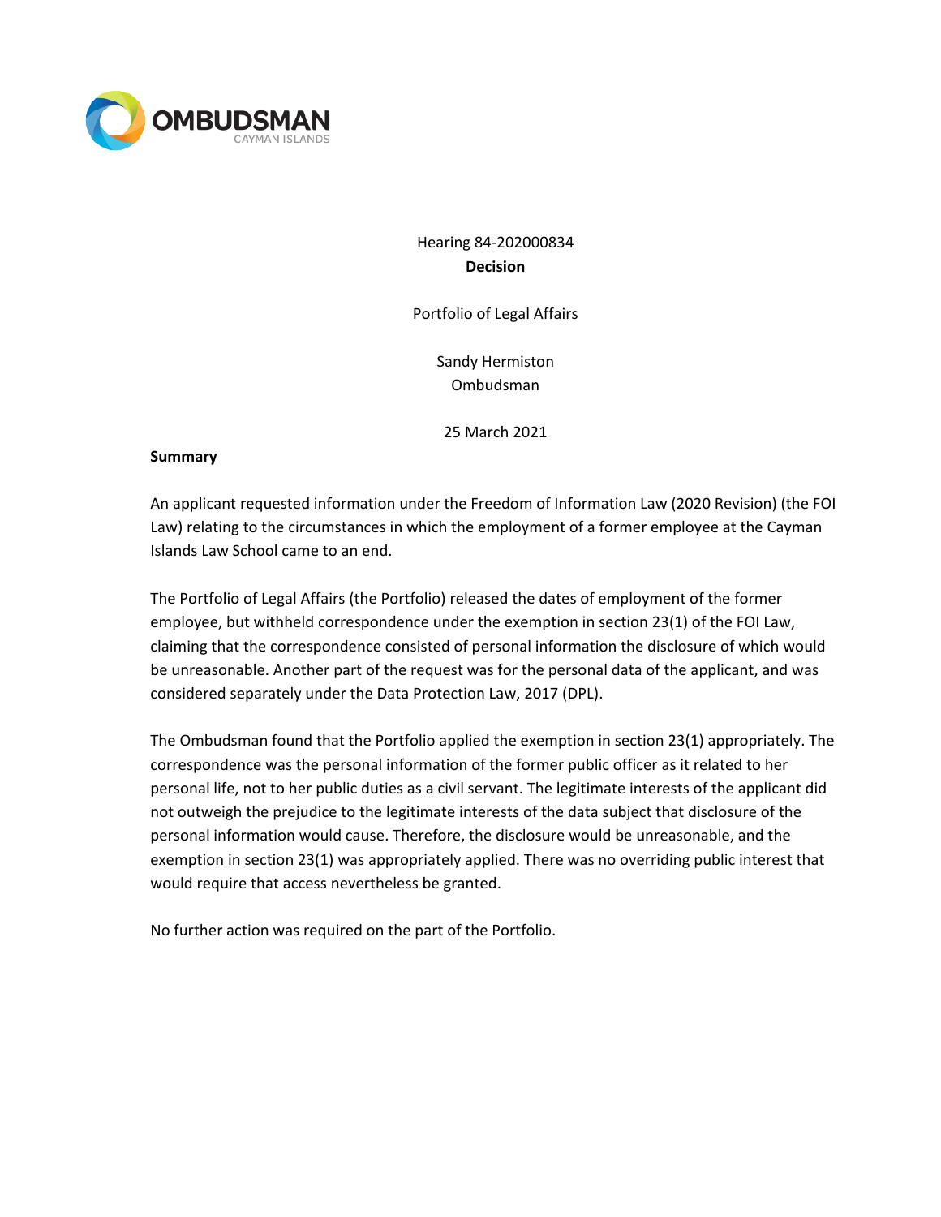OMBUDSMAN
CAYMAN ISLANDS

Hearing 84-202000834
**Decision**

Portfolio of Legal Affairs

Sandy Hermiston
Ombudsman

25 March 2021

**Summary**

An applicant requested information under the Freedom of Information Law (2020 Revision) (the FOI Law) relating to the circumstances in which the employment of a former employee at the Cayman Islands Law School came to an end.

The Portfolio of Legal Affairs (the Portfolio) released the dates of employment of the former employee, but withheld correspondence under the exemption in section 23(1) of the FOI Law, claiming that the correspondence consisted of personal information the disclosure of which would be unreasonable. Another part of the request was for the personal data of the applicant, and was considered separately under the Data Protection Law, 2017 (DPL).

The Ombudsman found that the Portfolio applied the exemption in section 23(1) appropriately. The correspondence was the personal information of the former public officer as it related to her personal life, not to her public duties as a civil servant. The legitimate interests of the applicant did not outweigh the prejudice to the legitimate interests of the data subject that disclosure of the personal information would cause. Therefore, the disclosure would be unreasonable, and the exemption in section 23(1) was appropriately applied. There was no overriding public interest that would require that access nevertheless be granted.

No further action was required on the part of the Portfolio.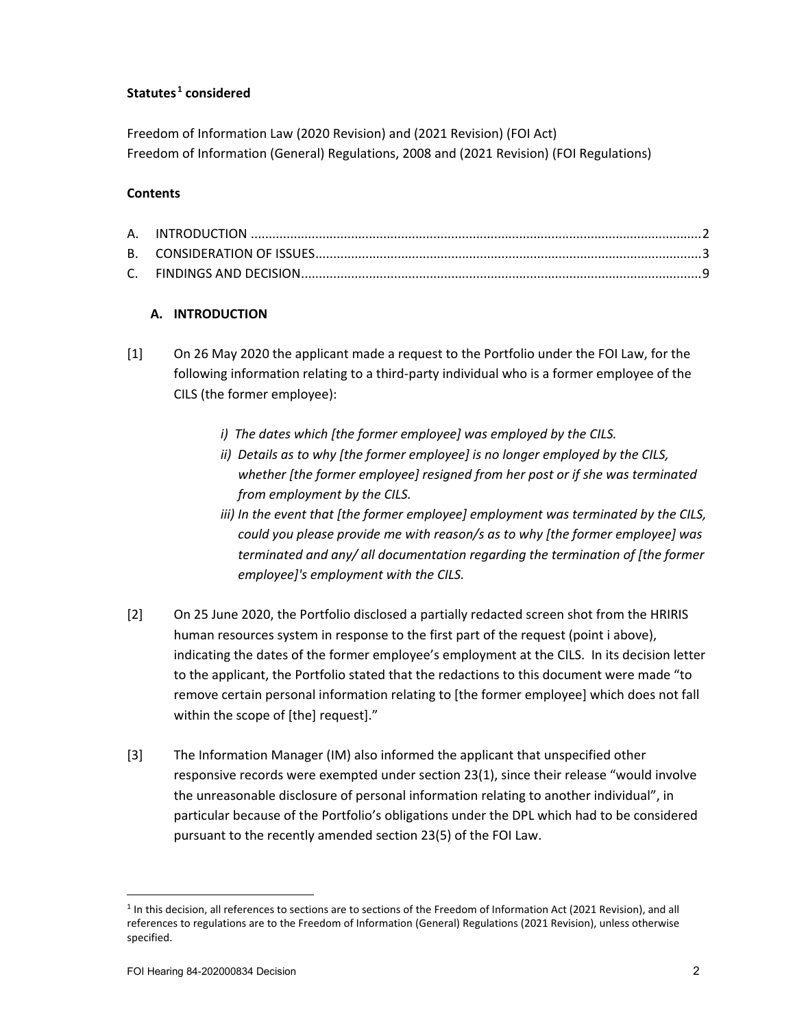**Statutes[1] considered**

Freedom of Information Law (2020 Revision) and (2021 Revision) (FOI Act)
Freedom of Information (General) Regulations, 2008 and (2021 Revision) (FOI Regulations)

**Contents**

A. INTRODUCTION ..... 2
B. CONSIDERATION OF ISSUES ..... 3
C. FINDINGS AND DECISION ..... 9

## A. INTRODUCTION

[1] On 26 May 2020 the applicant made a request to the Portfolio under the FOI Law, for the following information relating to a third-party individual who is a former employee of the CILS (the former employee):

> *i) The dates which [the former employee] was employed by the CILS.*
>
> *ii) Details as to why [the former employee] is no longer employed by the CILS, whether [the former employee] resigned from her post or if she was terminated from employment by the CILS.*
>
> *iii) In the event that [the former employee] employment was terminated by the CILS, could you please provide me with reason/s as to why [the former employee] was terminated and any/ all documentation regarding the termination of [the former employee]'s employment with the CILS.*

[2] On 25 June 2020, the Portfolio disclosed a partially redacted screen shot from the HRIRIS human resources system in response to the first part of the request (point i above), indicating the dates of the former employee's employment at the CILS. In its decision letter to the applicant, the Portfolio stated that the redactions to this document were made "to remove certain personal information relating to [the former employee] which does not fall within the scope of [the] request."

[3] The Information Manager (IM) also informed the applicant that unspecified other responsive records were exempted under section 23(1), since their release "would involve the unreasonable disclosure of personal information relating to another individual", in particular because of the Portfolio's obligations under the DPL which had to be considered pursuant to the recently amended section 23(5) of the FOI Law.

[1] In this decision, all references to sections are to sections of the Freedom of Information Act (2021 Revision), and all references to regulations are to the Freedom of Information (General) Regulations (2021 Revision), unless otherwise specified.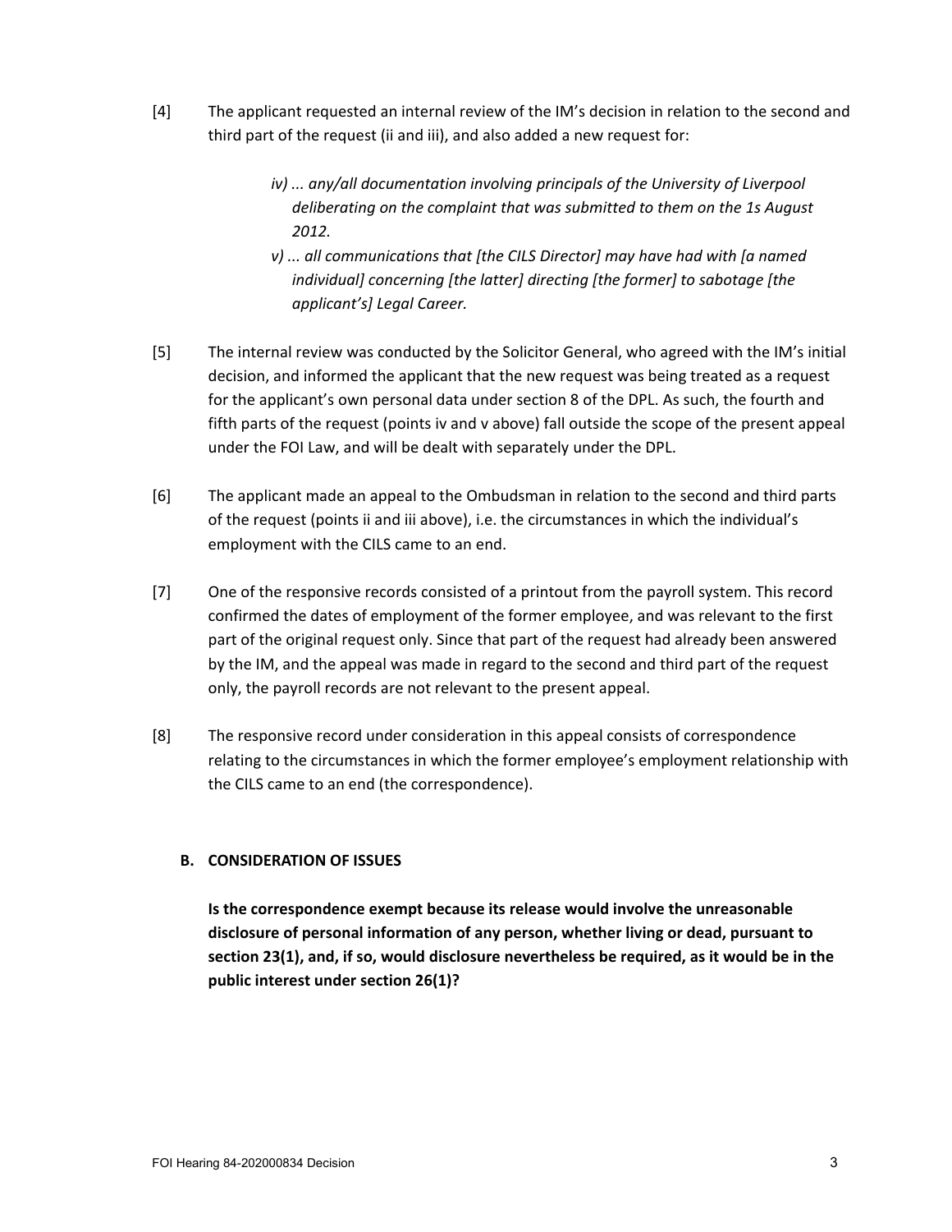[4] The applicant requested an internal review of the IM's decision in relation to the second and third part of the request (ii and iii), and also added a new request for:

> *iv) ... any/all documentation involving principals of the University of Liverpool deliberating on the complaint that was submitted to them on the 1s August 2012.*
>
> *v) ... all communications that [the CILS Director] may have had with [a named individual] concerning [the latter] directing [the former] to sabotage [the applicant's] Legal Career.*

[5] The internal review was conducted by the Solicitor General, who agreed with the IM's initial decision, and informed the applicant that the new request was being treated as a request for the applicant's own personal data under section 8 of the DPL. As such, the fourth and fifth parts of the request (points iv and v above) fall outside the scope of the present appeal under the FOI Law, and will be dealt with separately under the DPL.

[6] The applicant made an appeal to the Ombudsman in relation to the second and third parts of the request (points ii and iii above), i.e. the circumstances in which the individual's employment with the CILS came to an end.

[7] One of the responsive records consisted of a printout from the payroll system. This record confirmed the dates of employment of the former employee, and was relevant to the first part of the original request only. Since that part of the request had already been answered by the IM, and the appeal was made in regard to the second and third part of the request only, the payroll records are not relevant to the present appeal.

[8] The responsive record under consideration in this appeal consists of correspondence relating to the circumstances in which the former employee's employment relationship with the CILS came to an end (the correspondence).

## B. CONSIDERATION OF ISSUES

**Is the correspondence exempt because its release would involve the unreasonable disclosure of personal information of any person, whether living or dead, pursuant to section 23(1), and, if so, would disclosure nevertheless be required, as it would be in the public interest under section 26(1)?**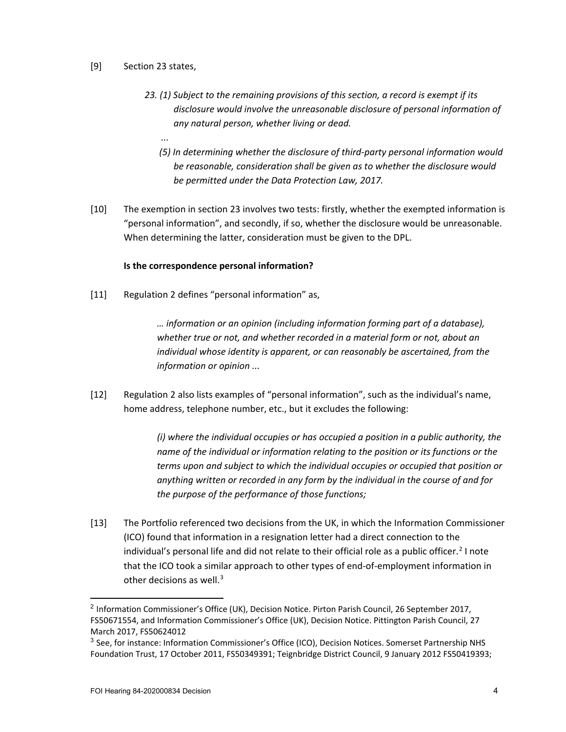[9] Section 23 states,

> *23. (1) Subject to the remaining provisions of this section, a record is exempt if its disclosure would involve the unreasonable disclosure of personal information of any natural person, whether living or dead.*
>
> *...*
>
> *(5) In determining whether the disclosure of third-party personal information would be reasonable, consideration shall be given as to whether the disclosure would be permitted under the Data Protection Law, 2017.*

[10] The exemption in section 23 involves two tests: firstly, whether the exempted information is "personal information", and secondly, if so, whether the disclosure would be unreasonable. When determining the latter, consideration must be given to the DPL.

**Is the correspondence personal information?**

[11] Regulation 2 defines "personal information" as,

> *… information or an opinion (including information forming part of a database), whether true or not, and whether recorded in a material form or not, about an individual whose identity is apparent, or can reasonably be ascertained, from the information or opinion ...*

[12] Regulation 2 also lists examples of "personal information", such as the individual's name, home address, telephone number, etc., but it excludes the following:

> *(i) where the individual occupies or has occupied a position in a public authority, the name of the individual or information relating to the position or its functions or the terms upon and subject to which the individual occupies or occupied that position or anything written or recorded in any form by the individual in the course of and for the purpose of the performance of those functions;*

[13] The Portfolio referenced two decisions from the UK, in which the Information Commissioner (ICO) found that information in a resignation letter had a direct connection to the individual's personal life and did not relate to their official role as a public officer.[2] I note that the ICO took a similar approach to other types of end-of-employment information in other decisions as well.[3]

---

[2] Information Commissioner's Office (UK), Decision Notice. Pirton Parish Council, 26 September 2017, FS50671554, and Information Commissioner's Office (UK), Decision Notice. Pittington Parish Council, 27 March 2017, FS50624012

[3] See, for instance: Information Commissioner's Office (ICO), Decision Notices. Somerset Partnership NHS Foundation Trust, 17 October 2011, FS50349391; Teignbridge District Council, 9 January 2012 FS50419393;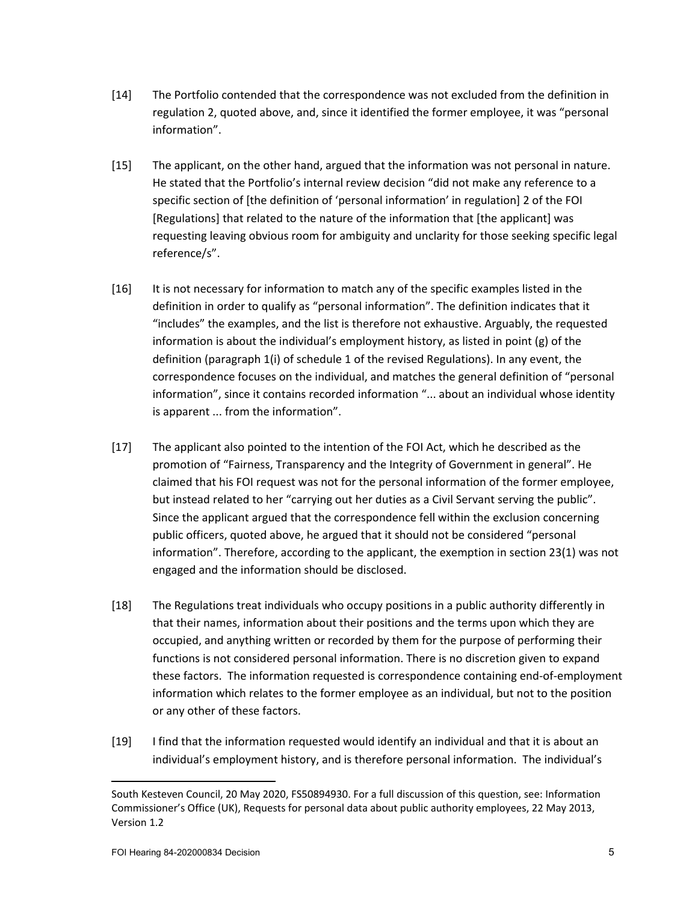[14] The Portfolio contended that the correspondence was not excluded from the definition in regulation 2, quoted above, and, since it identified the former employee, it was "personal information".

[15] The applicant, on the other hand, argued that the information was not personal in nature. He stated that the Portfolio's internal review decision "did not make any reference to a specific section of [the definition of 'personal information' in regulation] 2 of the FOI [Regulations] that related to the nature of the information that [the applicant] was requesting leaving obvious room for ambiguity and unclarity for those seeking specific legal reference/s".

[16] It is not necessary for information to match any of the specific examples listed in the definition in order to qualify as "personal information". The definition indicates that it "includes" the examples, and the list is therefore not exhaustive. Arguably, the requested information is about the individual's employment history, as listed in point (g) of the definition (paragraph 1(i) of schedule 1 of the revised Regulations). In any event, the correspondence focuses on the individual, and matches the general definition of "personal information", since it contains recorded information "... about an individual whose identity is apparent ... from the information".

[17] The applicant also pointed to the intention of the FOI Act, which he described as the promotion of "Fairness, Transparency and the Integrity of Government in general". He claimed that his FOI request was not for the personal information of the former employee, but instead related to her "carrying out her duties as a Civil Servant serving the public". Since the applicant argued that the correspondence fell within the exclusion concerning public officers, quoted above, he argued that it should not be considered "personal information". Therefore, according to the applicant, the exemption in section 23(1) was not engaged and the information should be disclosed.

[18] The Regulations treat individuals who occupy positions in a public authority differently in that their names, information about their positions and the terms upon which they are occupied, and anything written or recorded by them for the purpose of performing their functions is not considered personal information. There is no discretion given to expand these factors. The information requested is correspondence containing end-of-employment information which relates to the former employee as an individual, but not to the position or any other of these factors.

[19] I find that the information requested would identify an individual and that it is about an individual's employment history, and is therefore personal information. The individual's

---

South Kesteven Council, 20 May 2020, FS50894930. For a full discussion of this question, see: Information Commissioner's Office (UK), Requests for personal data about public authority employees, 22 May 2013, Version 1.2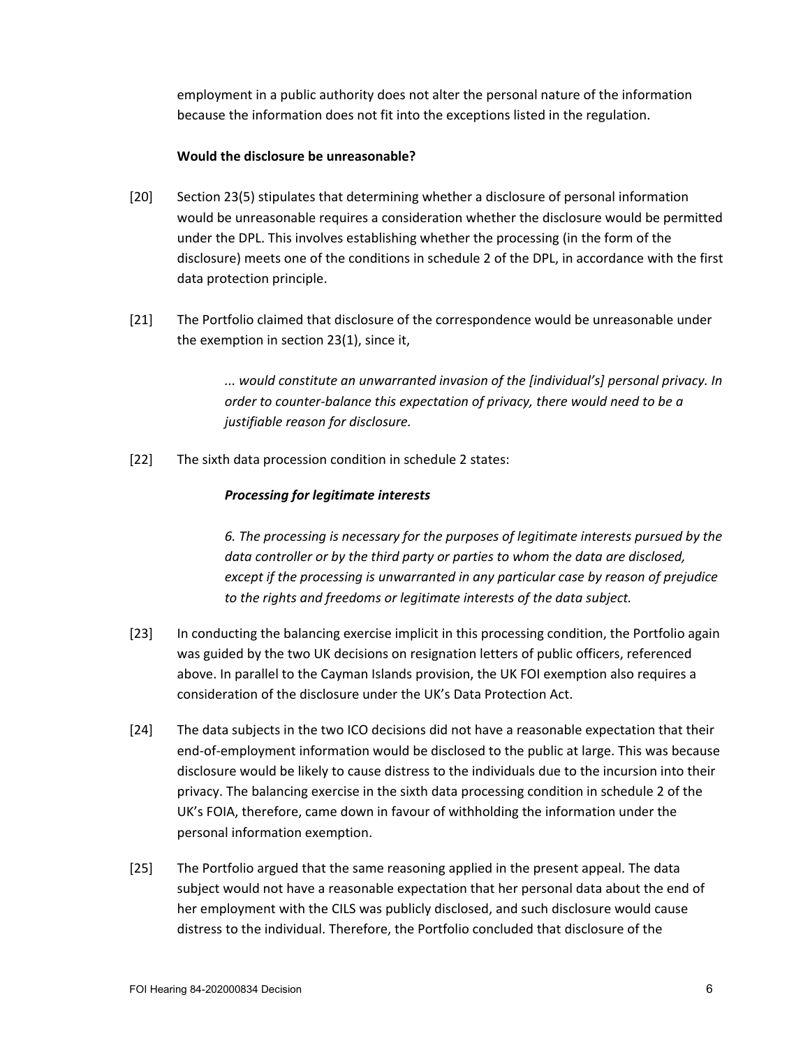employment in a public authority does not alter the personal nature of the information because the information does not fit into the exceptions listed in the regulation.

**Would the disclosure be unreasonable?**

[20] Section 23(5) stipulates that determining whether a disclosure of personal information would be unreasonable requires a consideration whether the disclosure would be permitted under the DPL. This involves establishing whether the processing (in the form of the disclosure) meets one of the conditions in schedule 2 of the DPL, in accordance with the first data protection principle.

[21] The Portfolio claimed that disclosure of the correspondence would be unreasonable under the exemption in section 23(1), since it,

> *... would constitute an unwarranted invasion of the [individual's] personal privacy. In order to counter-balance this expectation of privacy, there would need to be a justifiable reason for disclosure.*

[22] The sixth data procession condition in schedule 2 states:

> ***Processing for legitimate interests***
>
> *6. The processing is necessary for the purposes of legitimate interests pursued by the data controller or by the third party or parties to whom the data are disclosed, except if the processing is unwarranted in any particular case by reason of prejudice to the rights and freedoms or legitimate interests of the data subject.*

[23] In conducting the balancing exercise implicit in this processing condition, the Portfolio again was guided by the two UK decisions on resignation letters of public officers, referenced above. In parallel to the Cayman Islands provision, the UK FOI exemption also requires a consideration of the disclosure under the UK's Data Protection Act.

[24] The data subjects in the two ICO decisions did not have a reasonable expectation that their end-of-employment information would be disclosed to the public at large. This was because disclosure would be likely to cause distress to the individuals due to the incursion into their privacy. The balancing exercise in the sixth data processing condition in schedule 2 of the UK's FOIA, therefore, came down in favour of withholding the information under the personal information exemption.

[25] The Portfolio argued that the same reasoning applied in the present appeal. The data subject would not have a reasonable expectation that her personal data about the end of her employment with the CILS was publicly disclosed, and such disclosure would cause distress to the individual. Therefore, the Portfolio concluded that disclosure of the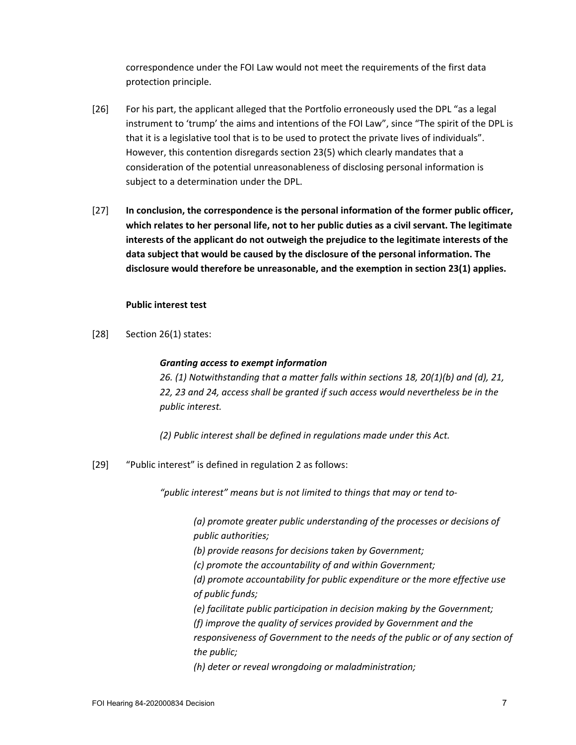correspondence under the FOI Law would not meet the requirements of the first data protection principle.

[26] For his part, the applicant alleged that the Portfolio erroneously used the DPL "as a legal instrument to 'trump' the aims and intentions of the FOI Law", since "The spirit of the DPL is that it is a legislative tool that is to be used to protect the private lives of individuals". However, this contention disregards section 23(5) which clearly mandates that a consideration of the potential unreasonableness of disclosing personal information is subject to a determination under the DPL.

[27] **In conclusion, the correspondence is the personal information of the former public officer, which relates to her personal life, not to her public duties as a civil servant. The legitimate interests of the applicant do not outweigh the prejudice to the legitimate interests of the data subject that would be caused by the disclosure of the personal information. The disclosure would therefore be unreasonable, and the exemption in section 23(1) applies.**

**Public interest test**

[28] Section 26(1) states:

> ***Granting access to exempt information***
>
> *26. (1) Notwithstanding that a matter falls within sections 18, 20(1)(b) and (d), 21, 22, 23 and 24, access shall be granted if such access would nevertheless be in the public interest.*
>
> *(2) Public interest shall be defined in regulations made under this Act.*

[29] "Public interest" is defined in regulation 2 as follows:

> *"public interest" means but is not limited to things that may or tend to-*
>
> *(a) promote greater public understanding of the processes or decisions of public authorities;*
> *(b) provide reasons for decisions taken by Government;*
> *(c) promote the accountability of and within Government;*
> *(d) promote accountability for public expenditure or the more effective use of public funds;*
> *(e) facilitate public participation in decision making by the Government;*
> *(f) improve the quality of services provided by Government and the responsiveness of Government to the needs of the public or of any section of the public;*
> *(h) deter or reveal wrongdoing or maladministration;*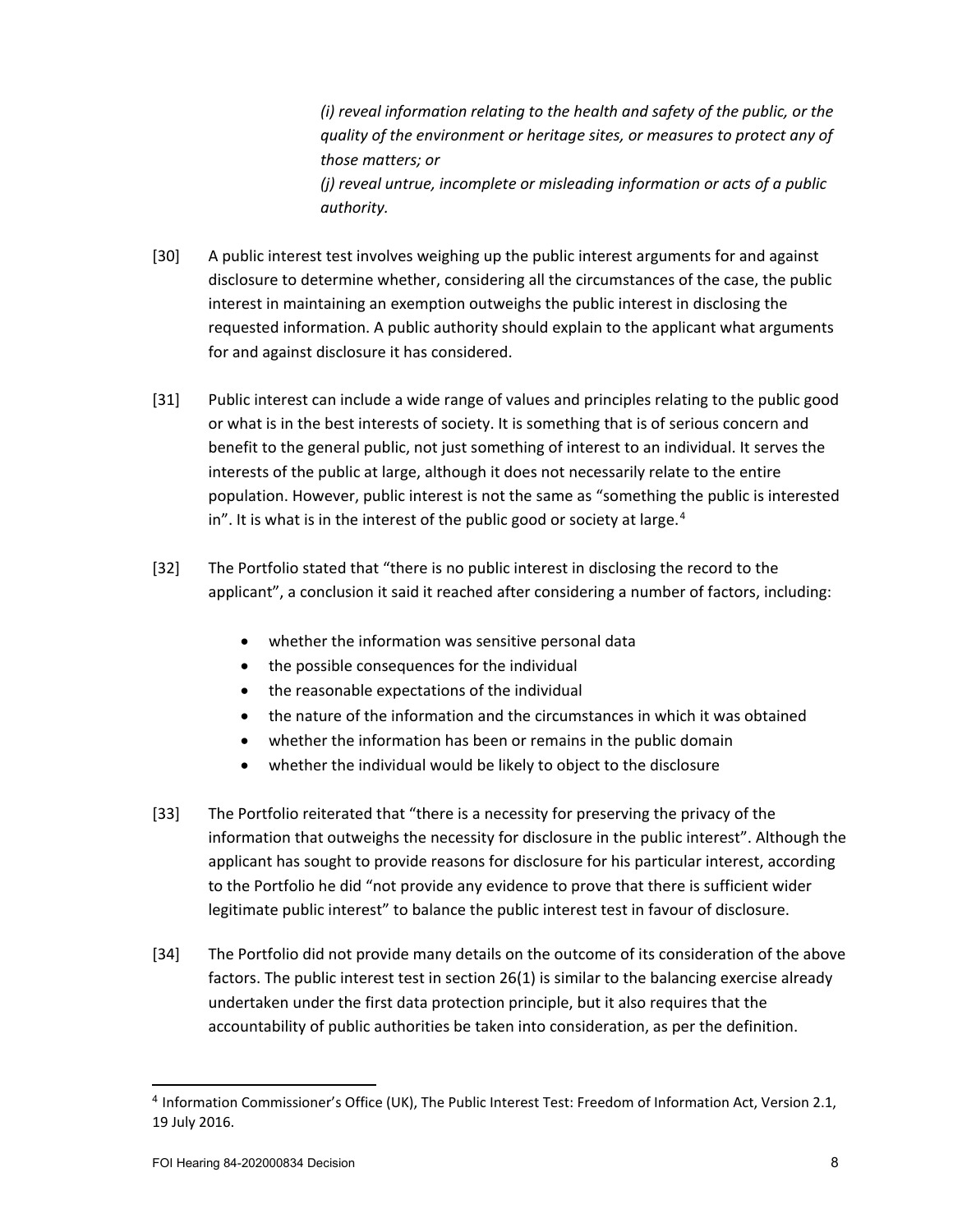*(i) reveal information relating to the health and safety of the public, or the quality of the environment or heritage sites, or measures to protect any of those matters; or*

*(j) reveal untrue, incomplete or misleading information or acts of a public authority.*

[30] A public interest test involves weighing up the public interest arguments for and against disclosure to determine whether, considering all the circumstances of the case, the public interest in maintaining an exemption outweighs the public interest in disclosing the requested information. A public authority should explain to the applicant what arguments for and against disclosure it has considered.

[31] Public interest can include a wide range of values and principles relating to the public good or what is in the best interests of society. It is something that is of serious concern and benefit to the general public, not just something of interest to an individual. It serves the interests of the public at large, although it does not necessarily relate to the entire population. However, public interest is not the same as "something the public is interested in". It is what is in the interest of the public good or society at large.[4]

[32] The Portfolio stated that "there is no public interest in disclosing the record to the applicant", a conclusion it said it reached after considering a number of factors, including:

- whether the information was sensitive personal data
- the possible consequences for the individual
- the reasonable expectations of the individual
- the nature of the information and the circumstances in which it was obtained
- whether the information has been or remains in the public domain
- whether the individual would be likely to object to the disclosure

[33] The Portfolio reiterated that "there is a necessity for preserving the privacy of the information that outweighs the necessity for disclosure in the public interest". Although the applicant has sought to provide reasons for disclosure for his particular interest, according to the Portfolio he did "not provide any evidence to prove that there is sufficient wider legitimate public interest" to balance the public interest test in favour of disclosure.

[34] The Portfolio did not provide many details on the outcome of its consideration of the above factors. The public interest test in section 26(1) is similar to the balancing exercise already undertaken under the first data protection principle, but it also requires that the accountability of public authorities be taken into consideration, as per the definition.

---

[4] Information Commissioner's Office (UK), The Public Interest Test: Freedom of Information Act, Version 2.1, 19 July 2016.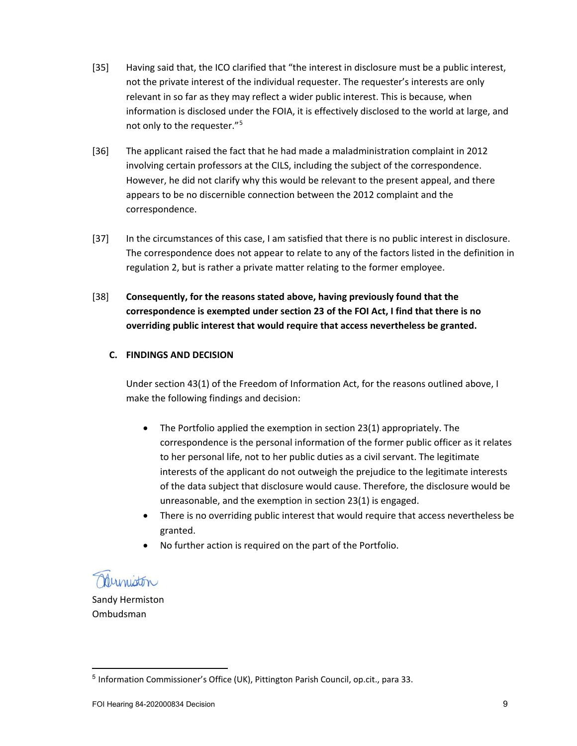[35] Having said that, the ICO clarified that "the interest in disclosure must be a public interest, not the private interest of the individual requester. The requester's interests are only relevant in so far as they may reflect a wider public interest. This is because, when information is disclosed under the FOIA, it is effectively disclosed to the world at large, and not only to the requester."[5]

[36] The applicant raised the fact that he had made a maladministration complaint in 2012 involving certain professors at the CILS, including the subject of the correspondence. However, he did not clarify why this would be relevant to the present appeal, and there appears to be no discernible connection between the 2012 complaint and the correspondence.

[37] In the circumstances of this case, I am satisfied that there is no public interest in disclosure. The correspondence does not appear to relate to any of the factors listed in the definition in regulation 2, but is rather a private matter relating to the former employee.

[38] **Consequently, for the reasons stated above, having previously found that the correspondence is exempted under section 23 of the FOI Act, I find that there is no overriding public interest that would require that access nevertheless be granted.**

## C. FINDINGS AND DECISION

Under section 43(1) of the Freedom of Information Act, for the reasons outlined above, I make the following findings and decision:

- The Portfolio applied the exemption in section 23(1) appropriately. The correspondence is the personal information of the former public officer as it relates to her personal life, not to her public duties as a civil servant. The legitimate interests of the applicant do not outweigh the prejudice to the legitimate interests of the data subject that disclosure would cause. Therefore, the disclosure would be unreasonable, and the exemption in section 23(1) is engaged.
- There is no overriding public interest that would require that access nevertheless be granted.
- No further action is required on the part of the Portfolio.

Sandy Hermiston
Ombudsman

[5] Information Commissioner's Office (UK), Pittington Parish Council, op.cit., para 33.